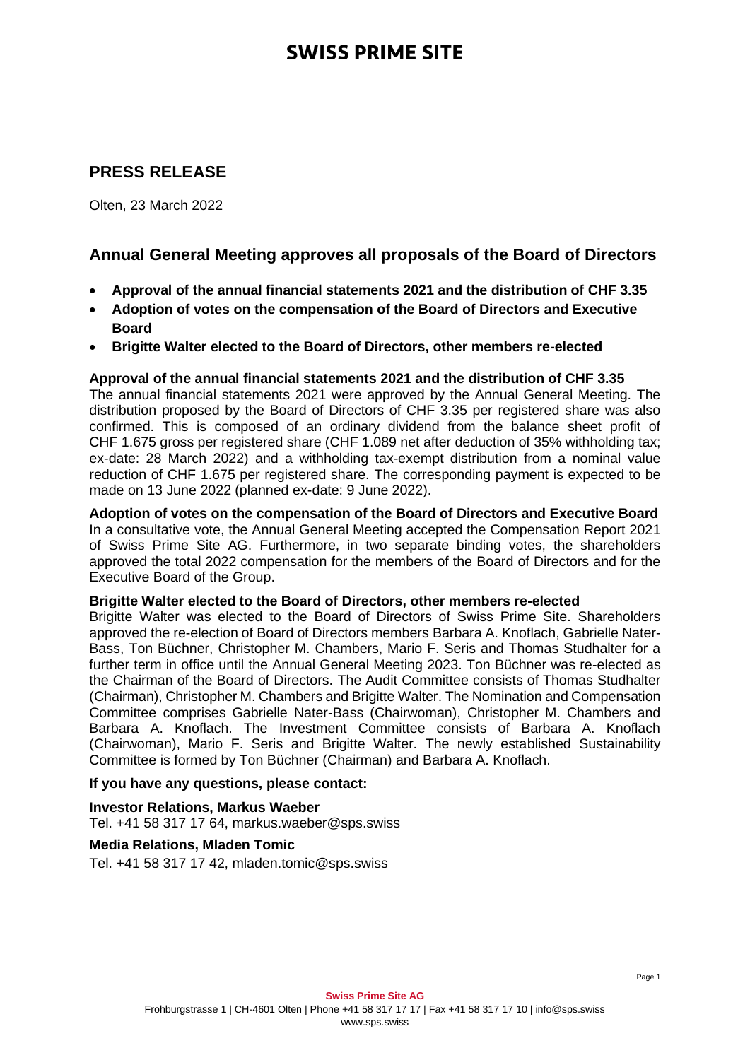# SWISS PRIME SITE

## PRESS RELEASE

Olten, 23 March 2022

## Annual General Meeting approves all proposals of the Board of Directors

- **Approval of the annual financial statements 2021 and the distribution of CHF 3.35**
- **Adoption of votes on the compensation of the Board of Directors and Executive Board**
- **Brigitte Walter elected to the Board of Directors, other members re-elected**

**Approval of the annual financial statements 2021 and the distribution of CHF 3.35**

The annual financial statements 2021 were approved by the Annual General Meeting. The distribution proposed by the Board of Directors of CHF 3.35 per registered share was also confirmed. This is composed of an ordinary dividend from the balance sheet profit of CHF 1.675 gross per registered share (CHF 1.089 net after deduction of 35% withholding tax; ex-date: 28 March 2022) and a withholding tax-exempt distribution from a nominal value reduction of CHF 1.675 per registered share. The corresponding payment is expected to be made on 13 June 2022 (planned ex-date: 9 June 2022).

**Adoption of votes on the compensation of the Board of Directors and Executive Board**

In a consultative vote, the Annual General Meeting accepted the Compensation Report 2021 of Swiss Prime Site AG. Furthermore, in two separate binding votes, the shareholders approved the total 2022 compensation for the members of the Board of Directors and for the Executive Board of the Group.

**Brigitte Walter elected to the Board of Directors, other members re-elected**

Brigitte Walter was elected to the Board of Directors of Swiss Prime Site. Shareholders approved the re-election of Board of Directors members Barbara A. Knoflach, Gabrielle Nater-Bass, Ton Büchner, Christopher M. Chambers, Mario F. Seris and Thomas Studhalter for a further term in office until the Annual General Meeting 2023. Ton Büchner was re-elected as the Chairman of the Board of Directors. The Audit Committee consists of Thomas Studhalter (Chairman), Christopher M. Chambers and Brigitte Walter. The Nomination and Compensation Committee comprises Gabrielle Nater-Bass (Chairwoman), Christopher M. Chambers and Barbara A. Knoflach. The Investment Committee consists of Barbara A. Knoflach (Chairwoman), Mario F. Seris and Brigitte Walter. The newly established Sustainability Committee is formed by Ton Büchner (Chairman) and Barbara A. Knoflach.

**If you have any questions, please contact:**

**Investor Relations, Markus Waeber**
Tel. +41 58 317 17 64, markus.waeber@sps.swiss

**Media Relations, Mladen Tomic**
Tel. +41 58 317 17 42, mladen.tomic@sps.swiss

**Swiss Prime Site AG**
Frohburgstrasse 1 | CH-4601 Olten | Phone +41 58 317 17 17 | Fax +41 58 317 17 10 | info@sps.swiss
www.sps.swiss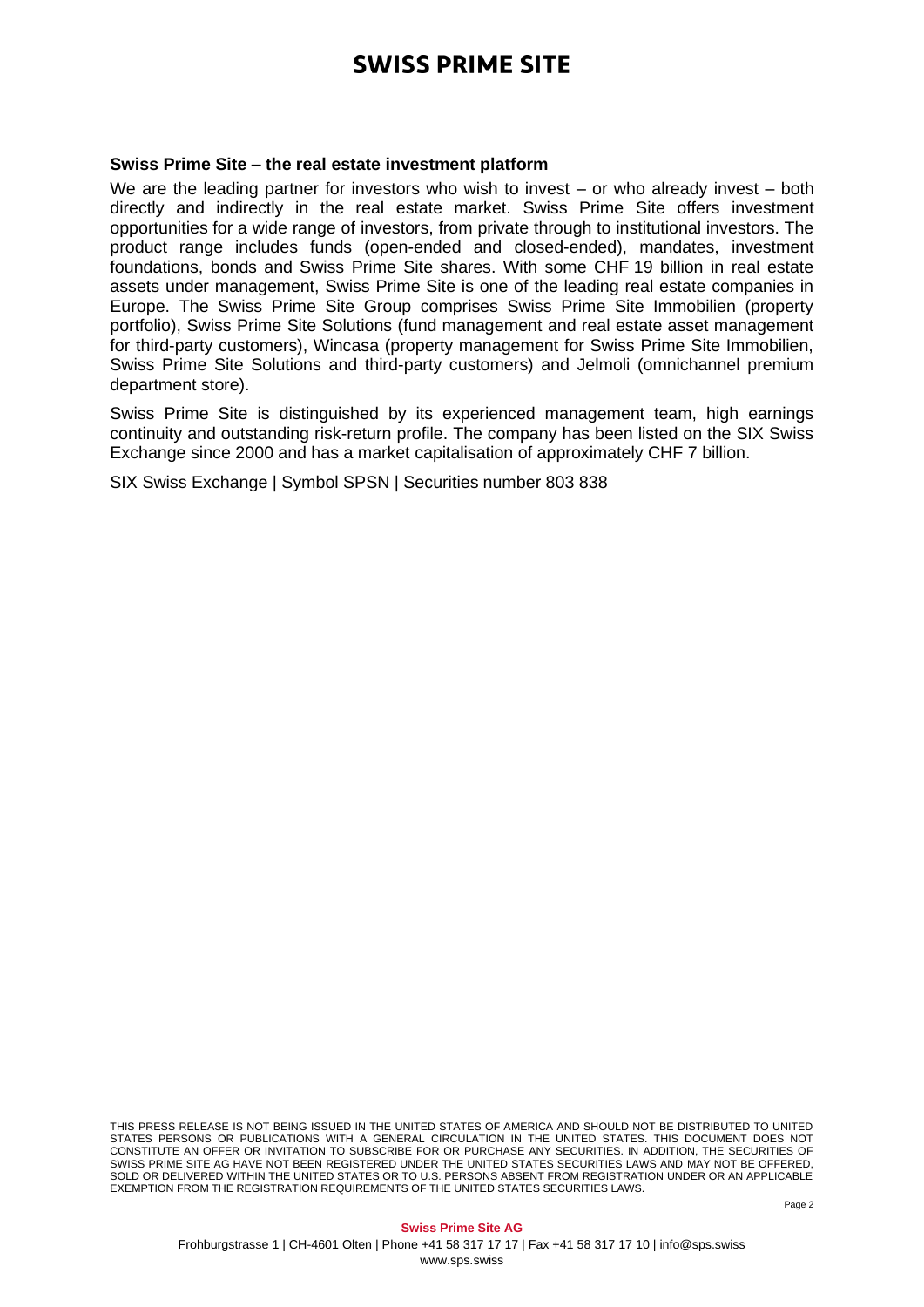**Swiss Prime Site – the real estate investment platform**

We are the leading partner for investors who wish to invest – or who already invest – both directly and indirectly in the real estate market. Swiss Prime Site offers investment opportunities for a wide range of investors, from private through to institutional investors. The product range includes funds (open-ended and closed-ended), mandates, investment foundations, bonds and Swiss Prime Site shares. With some CHF 19 billion in real estate assets under management, Swiss Prime Site is one of the leading real estate companies in Europe. The Swiss Prime Site Group comprises Swiss Prime Site Immobilien (property portfolio), Swiss Prime Site Solutions (fund management and real estate asset management for third-party customers), Wincasa (property management for Swiss Prime Site Immobilien, Swiss Prime Site Solutions and third-party customers) and Jelmoli (omnichannel premium department store).

Swiss Prime Site is distinguished by its experienced management team, high earnings continuity and outstanding risk-return profile. The company has been listed on the SIX Swiss Exchange since 2000 and has a market capitalisation of approximately CHF 7 billion.

SIX Swiss Exchange | Symbol SPSN | Securities number 803 838

THIS PRESS RELEASE IS NOT BEING ISSUED IN THE UNITED STATES OF AMERICA AND SHOULD NOT BE DISTRIBUTED TO UNITED STATES PERSONS OR PUBLICATIONS WITH A GENERAL CIRCULATION IN THE UNITED STATES. THIS DOCUMENT DOES NOT CONSTITUTE AN OFFER OR INVITATION TO SUBSCRIBE FOR OR PURCHASE ANY SECURITIES. IN ADDITION, THE SECURITIES OF SWISS PRIME SITE AG HAVE NOT BEEN REGISTERED UNDER THE UNITED STATES SECURITIES LAWS AND MAY NOT BE OFFERED, SOLD OR DELIVERED WITHIN THE UNITED STATES OR TO U.S. PERSONS ABSENT FROM REGISTRATION UNDER OR AN APPLICABLE EXEMPTION FROM THE REGISTRATION REQUIREMENTS OF THE UNITED STATES SECURITIES LAWS.